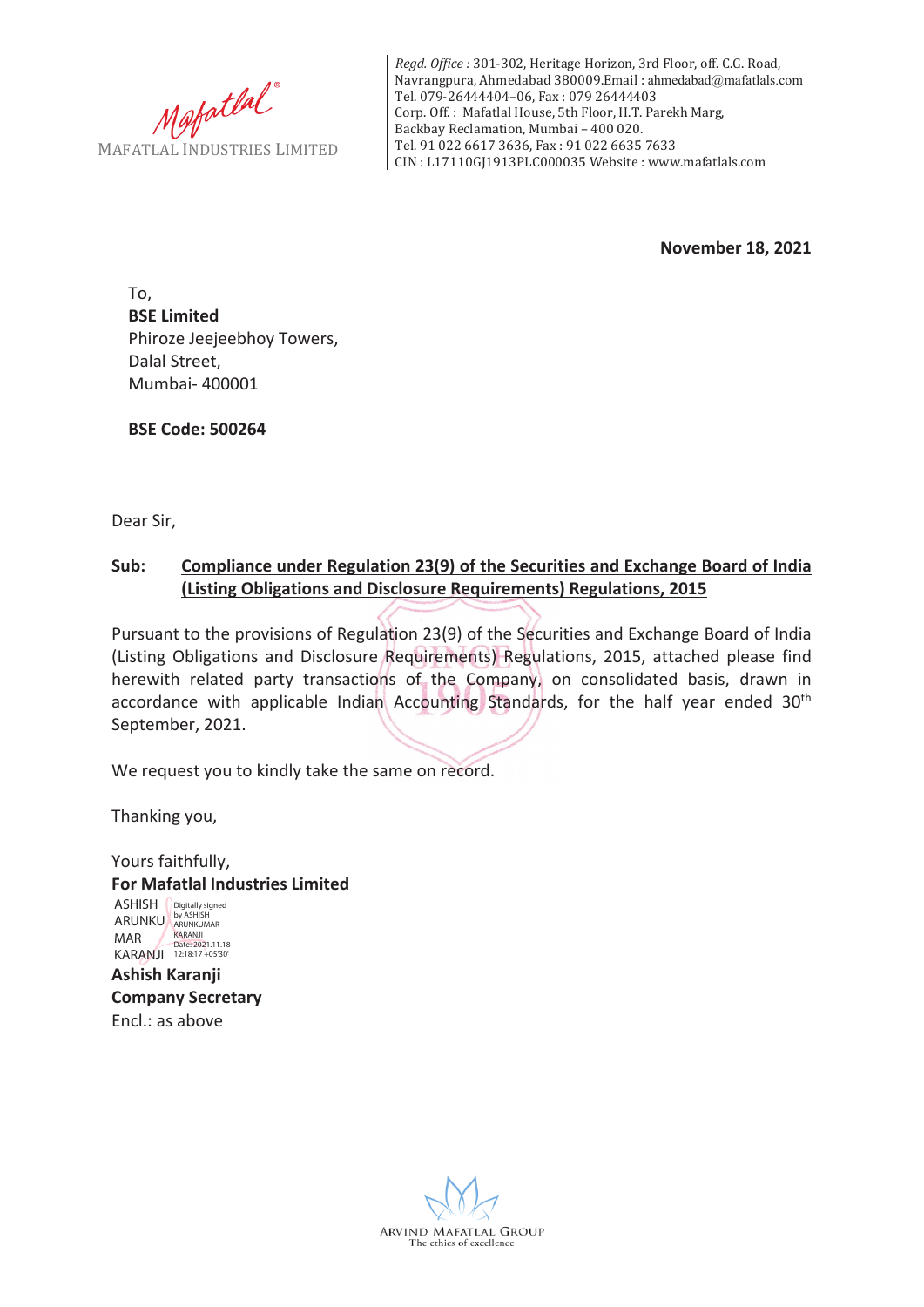MAFATLAL INDUSTRIES LIMITED

*Regd. Office :* 301-302, Heritage Horizon, 3rd Floor, off. C.G. Road, Navrangpura, Ahmedabad 380009.Email : ahmedabad@mafatlals.com
Tel. 079-26444404–06, Fax : 079 26444403
Corp. Off. : Mafatlal House, 5th Floor, H.T. Parekh Marg, Backbay Reclamation, Mumbai – 400 020.
Tel. 91 022 6617 3636, Fax : 91 022 6635 7633
CIN : L17110GJ1913PLC000035 Website : www.mafatlals.com

**November 18, 2021**

To,
**BSE Limited**
Phiroze Jeejeebhoy Towers,
Dalal Street,
Mumbai- 400001

**BSE Code: 500264**

Dear Sir,

**Sub: Compliance under Regulation 23(9) of the Securities and Exchange Board of India (Listing Obligations and Disclosure Requirements) Regulations, 2015**

Pursuant to the provisions of Regulation 23(9) of the Securities and Exchange Board of India (Listing Obligations and Disclosure Requirements) Regulations, 2015, attached please find herewith related party transactions of the Company, on consolidated basis, drawn in accordance with applicable Indian Accounting Standards, for the half year ended 30th September, 2021.

We request you to kindly take the same on record.

Thanking you,

Yours faithfully,
**For Mafatlal Industries Limited**

ASHISH ARUNKUMAR KARANJI — Digitally signed by ASHISH ARUNKUMAR KARANJI Date: 2021.11.18 12:18:17 +05'30'

**Ashish Karanji**
**Company Secretary**
Encl.: as above

ARVIND MAFATLAL GROUP
The ethics of excellence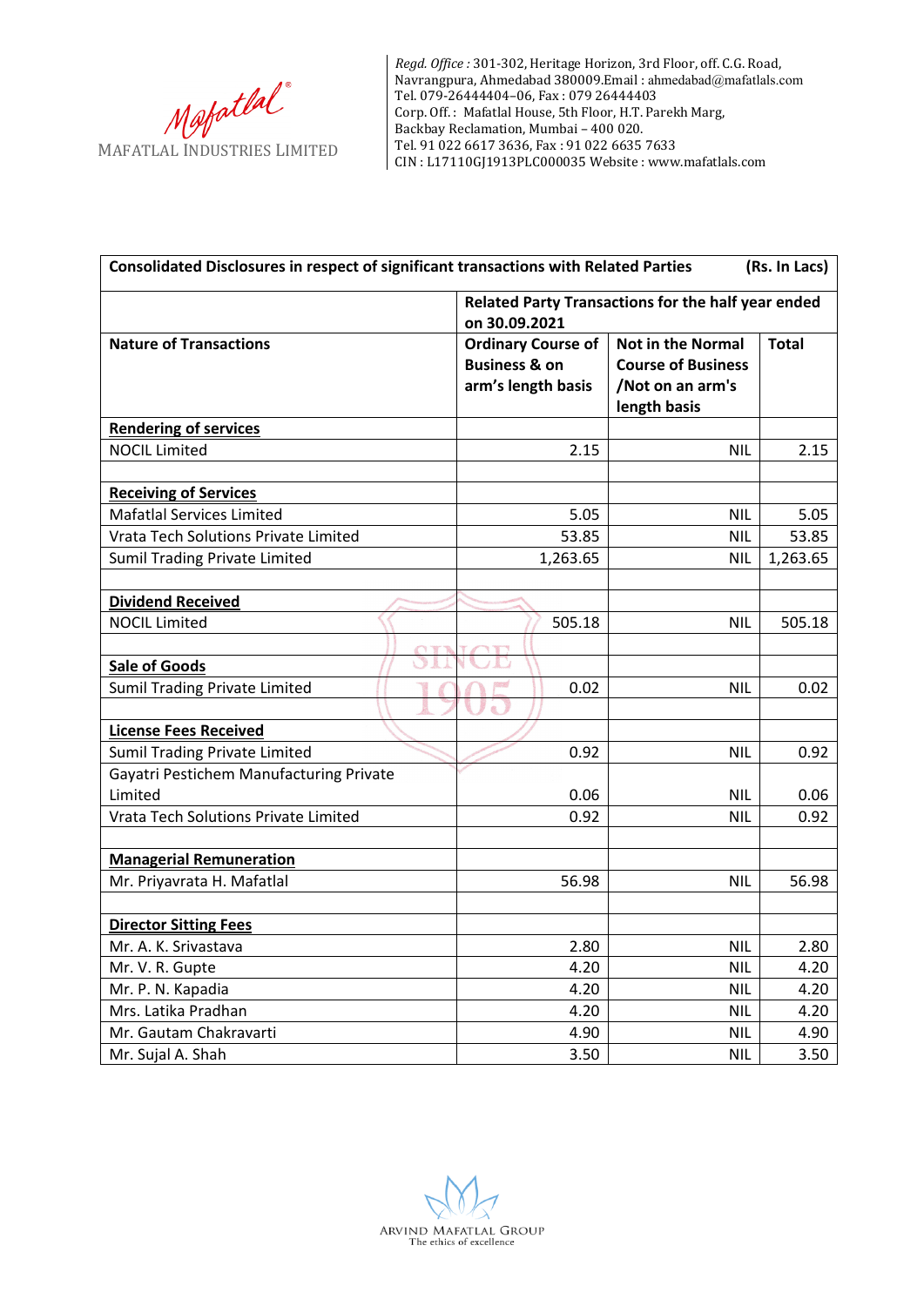Mafatlal®
MAFATLAL INDUSTRIES LIMITED

*Regd. Office :* 301-302, Heritage Horizon, 3rd Floor, off. C.G. Road, Navrangpura, Ahmedabad 380009.Email : ahmedabad@mafatlals.com
Tel. 079-26444404–06, Fax : 079 26444403
Corp. Off.: Mafatlal House, 5th Floor, H.T. Parekh Marg, Backbay Reclamation, Mumbai – 400 020.
Tel. 91 022 6617 3636, Fax : 91 022 6635 7633
CIN : L17110GJ1913PLC000035 Website : www.mafatlals.com

| **Consolidated Disclosures in respect of significant transactions with Related Parties** | | | **(Rs. In Lacs)** |
|---|---|---|---|
| | **Related Party Transactions for the half year ended on 30.09.2021** | | |
| **Nature of Transactions** | **Ordinary Course of Business & on arm's length basis** | **Not in the Normal Course of Business /Not on an arm's length basis** | **Total** |
| **Rendering of services** | | | |
| NOCIL Limited | 2.15 | NIL | 2.15 |
| | | | |
| **Receiving of Services** | | | |
| Mafatlal Services Limited | 5.05 | NIL | 5.05 |
| Vrata Tech Solutions Private Limited | 53.85 | NIL | 53.85 |
| Sumil Trading Private Limited | 1,263.65 | NIL | 1,263.65 |
| | | | |
| **Dividend Received** | | | |
| NOCIL Limited | 505.18 | NIL | 505.18 |
| | | | |
| **Sale of Goods** | | | |
| Sumil Trading Private Limited | 0.02 | NIL | 0.02 |
| | | | |
| **License Fees Received** | | | |
| Sumil Trading Private Limited | 0.92 | NIL | 0.92 |
| Gayatri Pestichem Manufacturing Private Limited | 0.06 | NIL | 0.06 |
| Vrata Tech Solutions Private Limited | 0.92 | NIL | 0.92 |
| | | | |
| **Managerial Remuneration** | | | |
| Mr. Priyavrata H. Mafatlal | 56.98 | NIL | 56.98 |
| | | | |
| **Director Sitting Fees** | | | |
| Mr. A. K. Srivastava | 2.80 | NIL | 2.80 |
| Mr. V. R. Gupte | 4.20 | NIL | 4.20 |
| Mr. P. N. Kapadia | 4.20 | NIL | 4.20 |
| Mrs. Latika Pradhan | 4.20 | NIL | 4.20 |
| Mr. Gautam Chakravarti | 4.90 | NIL | 4.90 |
| Mr. Sujal A. Shah | 3.50 | NIL | 3.50 |

ARVIND MAFATLAL GROUP
The ethics of excellence